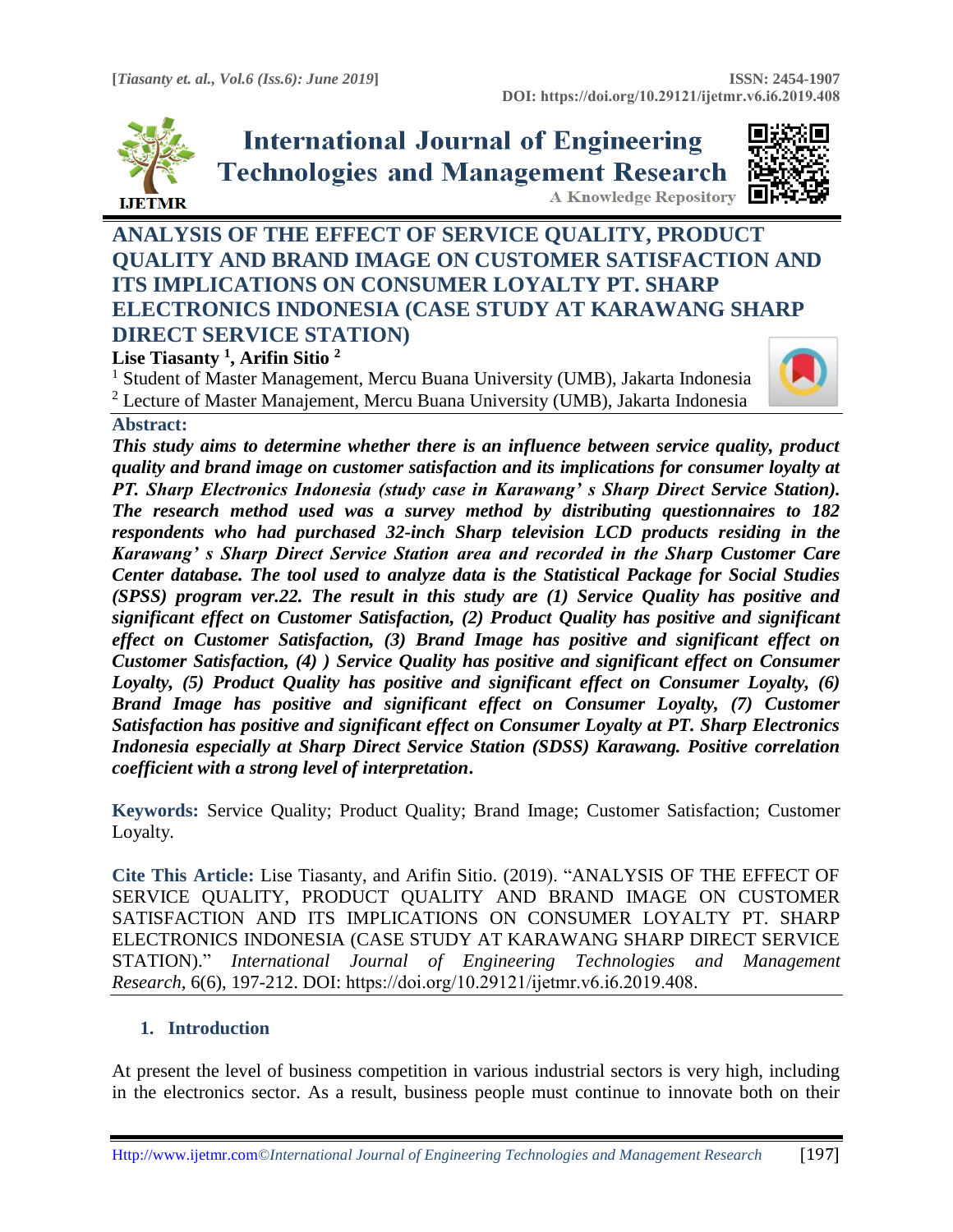# International Journal of Engineering Technologies and Management Research

A Knowledge Repository

## ANALYSIS OF THE EFFECT OF SERVICE QUALITY, PRODUCT QUALITY AND BRAND IMAGE ON CUSTOMER SATISFACTION AND ITS IMPLICATIONS ON CONSUMER LOYALTY PT. SHARP ELECTRONICS INDONESIA (CASE STUDY AT KARAWANG SHARP DIRECT SERVICE STATION)

**Lise Tiasanty [1], Arifin Sitio [2]**

[1] Student of Master Management, Mercu Buana University (UMB), Jakarta Indonesia
[2] Lecture of Master Manajement, Mercu Buana University (UMB), Jakarta Indonesia

**Abstract:**

***This study aims to determine whether there is an influence between service quality, product quality and brand image on customer satisfaction and its implications for consumer loyalty at PT. Sharp Electronics Indonesia (study case in Karawang' s Sharp Direct Service Station). The research method used was a survey method by distributing questionnaires to 182 respondents who had purchased 32-inch Sharp television LCD products residing in the Karawang' s Sharp Direct Service Station area and recorded in the Sharp Customer Care Center database. The tool used to analyze data is the Statistical Package for Social Studies (SPSS) program ver.22. The result in this study are (1) Service Quality has positive and significant effect on Customer Satisfaction, (2) Product Quality has positive and significant effect on Customer Satisfaction, (3) Brand Image has positive and significant effect on Customer Satisfaction, (4) ) Service Quality has positive and significant effect on Consumer Loyalty, (5) Product Quality has positive and significant effect on Consumer Loyalty, (6) Brand Image has positive and significant effect on Consumer Loyalty, (7) Customer Satisfaction has positive and significant effect on Consumer Loyalty at PT. Sharp Electronics Indonesia especially at Sharp Direct Service Station (SDSS) Karawang. Positive correlation coefficient with a strong level of interpretation.***

**Keywords:** Service Quality; Product Quality; Brand Image; Customer Satisfaction; Customer Loyalty.

**Cite This Article:** Lise Tiasanty, and Arifin Sitio. (2019). "ANALYSIS OF THE EFFECT OF SERVICE QUALITY, PRODUCT QUALITY AND BRAND IMAGE ON CUSTOMER SATISFACTION AND ITS IMPLICATIONS ON CONSUMER LOYALTY PT. SHARP ELECTRONICS INDONESIA (CASE STUDY AT KARAWANG SHARP DIRECT SERVICE STATION)." *International Journal of Engineering Technologies and Management Research*, 6(6), 197-212. DOI: https://doi.org/10.29121/ijetmr.v6.i6.2019.408.

## 1. Introduction

At present the level of business competition in various industrial sectors is very high, including in the electronics sector. As a result, business people must continue to innovate both on their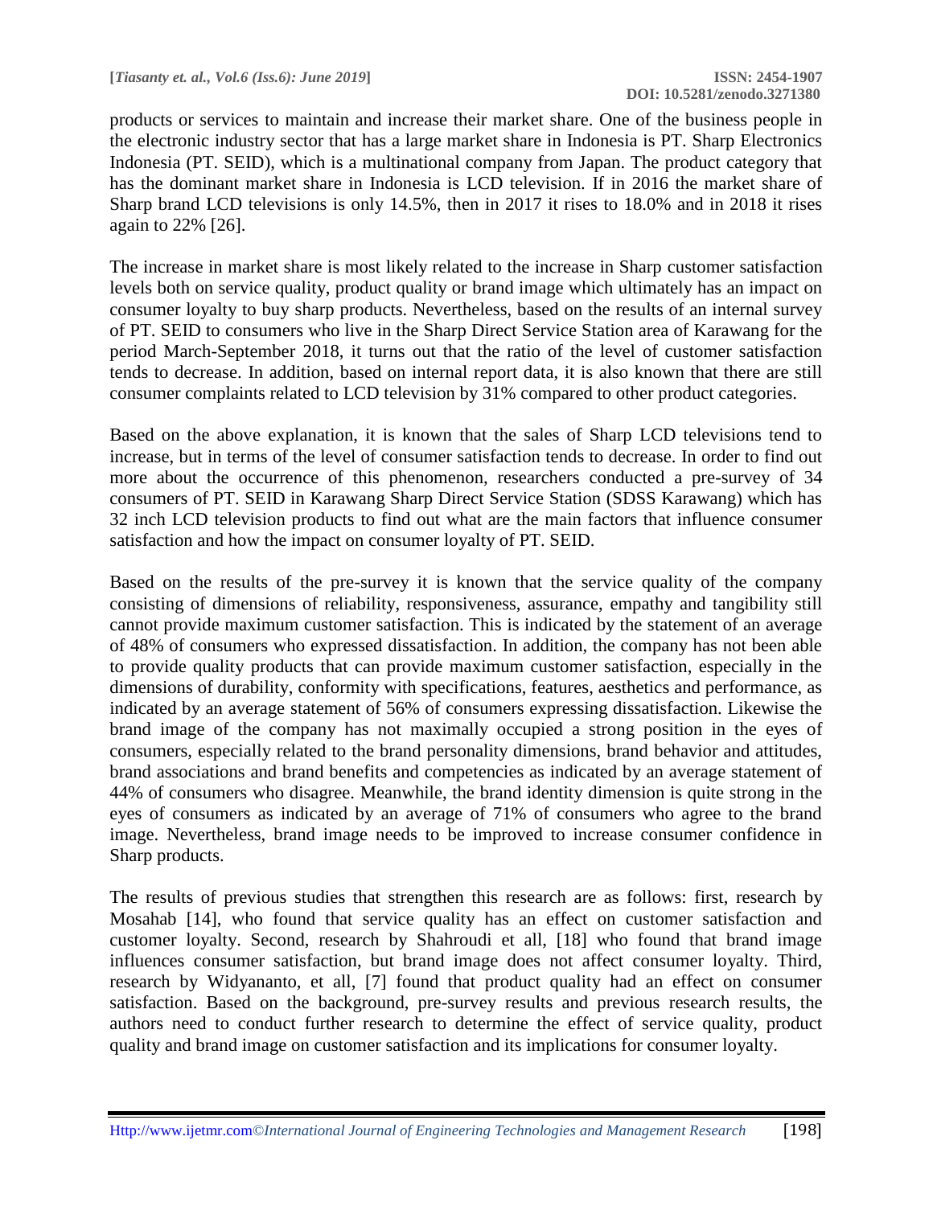products or services to maintain and increase their market share. One of the business people in the electronic industry sector that has a large market share in Indonesia is PT. Sharp Electronics Indonesia (PT. SEID), which is a multinational company from Japan. The product category that has the dominant market share in Indonesia is LCD television. If in 2016 the market share of Sharp brand LCD televisions is only 14.5%, then in 2017 it rises to 18.0% and in 2018 it rises again to 22% [26].

The increase in market share is most likely related to the increase in Sharp customer satisfaction levels both on service quality, product quality or brand image which ultimately has an impact on consumer loyalty to buy sharp products. Nevertheless, based on the results of an internal survey of PT. SEID to consumers who live in the Sharp Direct Service Station area of Karawang for the period March-September 2018, it turns out that the ratio of the level of customer satisfaction tends to decrease. In addition, based on internal report data, it is also known that there are still consumer complaints related to LCD television by 31% compared to other product categories.

Based on the above explanation, it is known that the sales of Sharp LCD televisions tend to increase, but in terms of the level of consumer satisfaction tends to decrease. In order to find out more about the occurrence of this phenomenon, researchers conducted a pre-survey of 34 consumers of PT. SEID in Karawang Sharp Direct Service Station (SDSS Karawang) which has 32 inch LCD television products to find out what are the main factors that influence consumer satisfaction and how the impact on consumer loyalty of PT. SEID.

Based on the results of the pre-survey it is known that the service quality of the company consisting of dimensions of reliability, responsiveness, assurance, empathy and tangibility still cannot provide maximum customer satisfaction. This is indicated by the statement of an average of 48% of consumers who expressed dissatisfaction. In addition, the company has not been able to provide quality products that can provide maximum customer satisfaction, especially in the dimensions of durability, conformity with specifications, features, aesthetics and performance, as indicated by an average statement of 56% of consumers expressing dissatisfaction. Likewise the brand image of the company has not maximally occupied a strong position in the eyes of consumers, especially related to the brand personality dimensions, brand behavior and attitudes, brand associations and brand benefits and competencies as indicated by an average statement of 44% of consumers who disagree. Meanwhile, the brand identity dimension is quite strong in the eyes of consumers as indicated by an average of 71% of consumers who agree to the brand image. Nevertheless, brand image needs to be improved to increase consumer confidence in Sharp products.

The results of previous studies that strengthen this research are as follows: first, research by Mosahab [14], who found that service quality has an effect on customer satisfaction and customer loyalty. Second, research by Shahroudi et all, [18] who found that brand image influences consumer satisfaction, but brand image does not affect consumer loyalty. Third, research by Widyananto, et all, [7] found that product quality had an effect on consumer satisfaction. Based on the background, pre-survey results and previous research results, the authors need to conduct further research to determine the effect of service quality, product quality and brand image on customer satisfaction and its implications for consumer loyalty.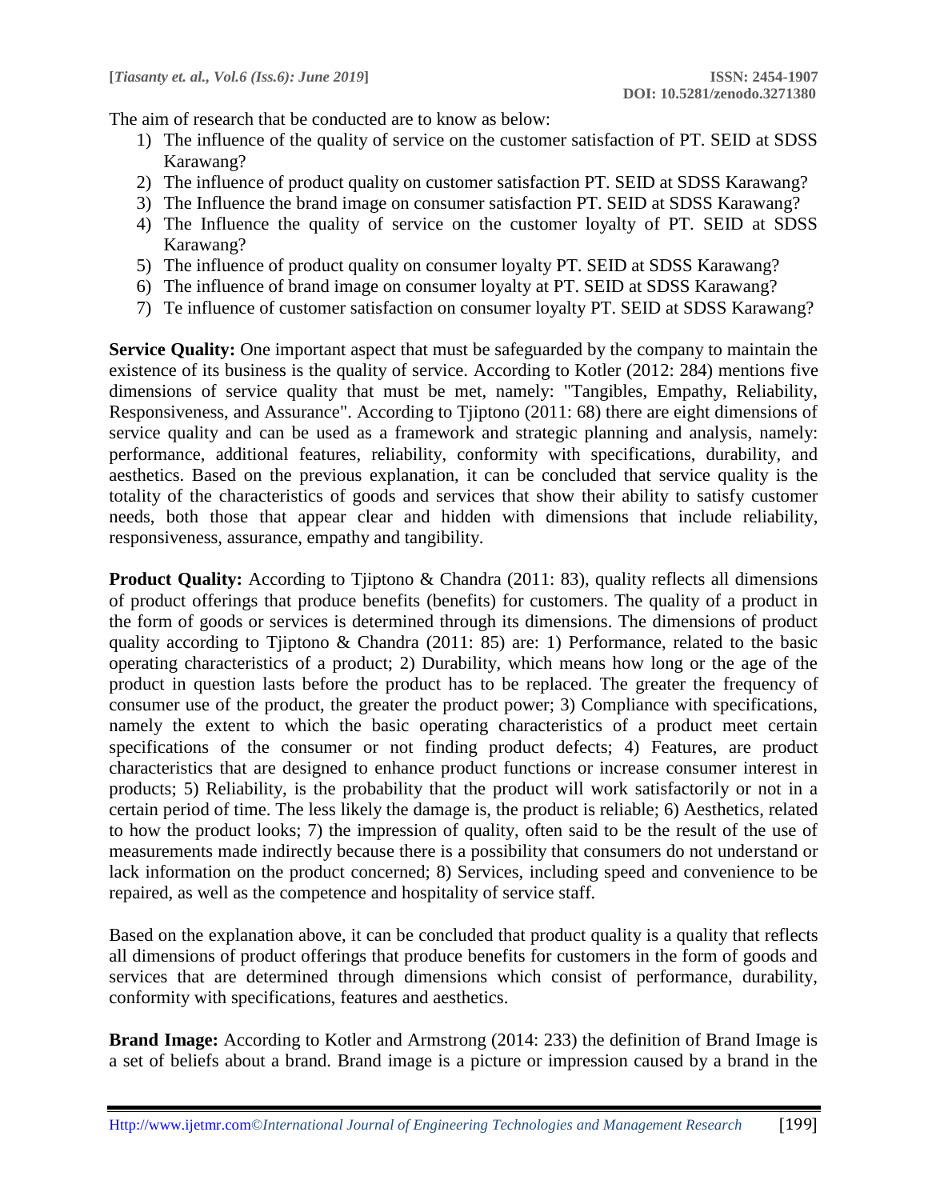The aim of research that be conducted are to know as below:

1) The influence of the quality of service on the customer satisfaction of PT. SEID at SDSS Karawang?
2) The influence of product quality on customer satisfaction PT. SEID at SDSS Karawang?
3) The Influence the brand image on consumer satisfaction PT. SEID at SDSS Karawang?
4) The Influence the quality of service on the customer loyalty of PT. SEID at SDSS Karawang?
5) The influence of product quality on consumer loyalty PT. SEID at SDSS Karawang?
6) The influence of brand image on consumer loyalty at PT. SEID at SDSS Karawang?
7) Te influence of customer satisfaction on consumer loyalty PT. SEID at SDSS Karawang?

**Service Quality:** One important aspect that must be safeguarded by the company to maintain the existence of its business is the quality of service. According to Kotler (2012: 284) mentions five dimensions of service quality that must be met, namely: "Tangibles, Empathy, Reliability, Responsiveness, and Assurance". According to Tjiptono (2011: 68) there are eight dimensions of service quality and can be used as a framework and strategic planning and analysis, namely: performance, additional features, reliability, conformity with specifications, durability, and aesthetics. Based on the previous explanation, it can be concluded that service quality is the totality of the characteristics of goods and services that show their ability to satisfy customer needs, both those that appear clear and hidden with dimensions that include reliability, responsiveness, assurance, empathy and tangibility.

**Product Quality:** According to Tjiptono & Chandra (2011: 83), quality reflects all dimensions of product offerings that produce benefits (benefits) for customers. The quality of a product in the form of goods or services is determined through its dimensions. The dimensions of product quality according to Tjiptono & Chandra (2011: 85) are: 1) Performance, related to the basic operating characteristics of a product; 2) Durability, which means how long or the age of the product in question lasts before the product has to be replaced. The greater the frequency of consumer use of the product, the greater the product power; 3) Compliance with specifications, namely the extent to which the basic operating characteristics of a product meet certain specifications of the consumer or not finding product defects; 4) Features, are product characteristics that are designed to enhance product functions or increase consumer interest in products; 5) Reliability, is the probability that the product will work satisfactorily or not in a certain period of time. The less likely the damage is, the product is reliable; 6) Aesthetics, related to how the product looks; 7) the impression of quality, often said to be the result of the use of measurements made indirectly because there is a possibility that consumers do not understand or lack information on the product concerned; 8) Services, including speed and convenience to be repaired, as well as the competence and hospitality of service staff.

Based on the explanation above, it can be concluded that product quality is a quality that reflects all dimensions of product offerings that produce benefits for customers in the form of goods and services that are determined through dimensions which consist of performance, durability, conformity with specifications, features and aesthetics.

**Brand Image:** According to Kotler and Armstrong (2014: 233) the definition of Brand Image is a set of beliefs about a brand. Brand image is a picture or impression caused by a brand in the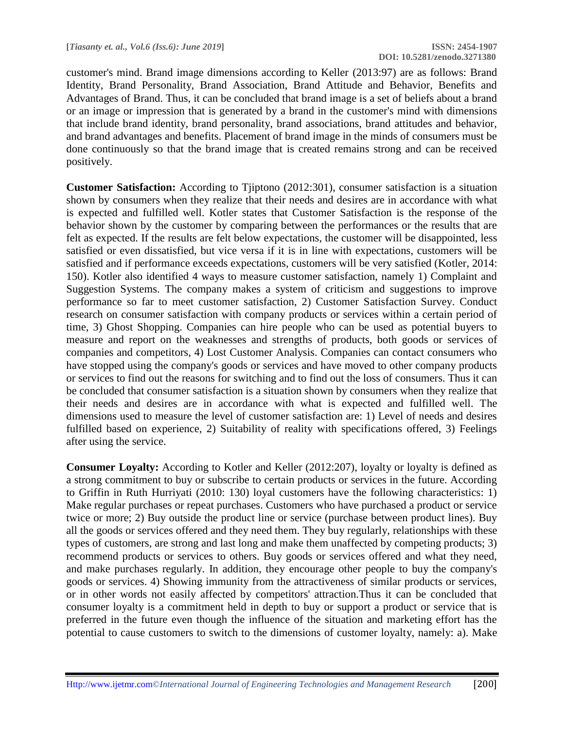customer's mind. Brand image dimensions according to Keller (2013:97) are as follows: Brand Identity, Brand Personality, Brand Association, Brand Attitude and Behavior, Benefits and Advantages of Brand. Thus, it can be concluded that brand image is a set of beliefs about a brand or an image or impression that is generated by a brand in the customer's mind with dimensions that include brand identity, brand personality, brand associations, brand attitudes and behavior, and brand advantages and benefits. Placement of brand image in the minds of consumers must be done continuously so that the brand image that is created remains strong and can be received positively.

**Customer Satisfaction:** According to Tjiptono (2012:301), consumer satisfaction is a situation shown by consumers when they realize that their needs and desires are in accordance with what is expected and fulfilled well. Kotler states that Customer Satisfaction is the response of the behavior shown by the customer by comparing between the performances or the results that are felt as expected. If the results are felt below expectations, the customer will be disappointed, less satisfied or even dissatisfied, but vice versa if it is in line with expectations, customers will be satisfied and if performance exceeds expectations, customers will be very satisfied (Kotler, 2014: 150). Kotler also identified 4 ways to measure customer satisfaction, namely 1) Complaint and Suggestion Systems. The company makes a system of criticism and suggestions to improve performance so far to meet customer satisfaction, 2) Customer Satisfaction Survey. Conduct research on consumer satisfaction with company products or services within a certain period of time, 3) Ghost Shopping. Companies can hire people who can be used as potential buyers to measure and report on the weaknesses and strengths of products, both goods or services of companies and competitors, 4) Lost Customer Analysis. Companies can contact consumers who have stopped using the company's goods or services and have moved to other company products or services to find out the reasons for switching and to find out the loss of consumers. Thus it can be concluded that consumer satisfaction is a situation shown by consumers when they realize that their needs and desires are in accordance with what is expected and fulfilled well. The dimensions used to measure the level of customer satisfaction are: 1) Level of needs and desires fulfilled based on experience, 2) Suitability of reality with specifications offered, 3) Feelings after using the service.

**Consumer Loyalty:** According to Kotler and Keller (2012:207), loyalty or loyalty is defined as a strong commitment to buy or subscribe to certain products or services in the future. According to Griffin in Ruth Hurriyati (2010: 130) loyal customers have the following characteristics: 1) Make regular purchases or repeat purchases. Customers who have purchased a product or service twice or more; 2) Buy outside the product line or service (purchase between product lines). Buy all the goods or services offered and they need them. They buy regularly, relationships with these types of customers, are strong and last long and make them unaffected by competing products; 3) recommend products or services to others. Buy goods or services offered and what they need, and make purchases regularly. In addition, they encourage other people to buy the company's goods or services. 4) Showing immunity from the attractiveness of similar products or services, or in other words not easily affected by competitors' attraction.Thus it can be concluded that consumer loyalty is a commitment held in depth to buy or support a product or service that is preferred in the future even though the influence of the situation and marketing effort has the potential to cause customers to switch to the dimensions of customer loyalty, namely: a). Make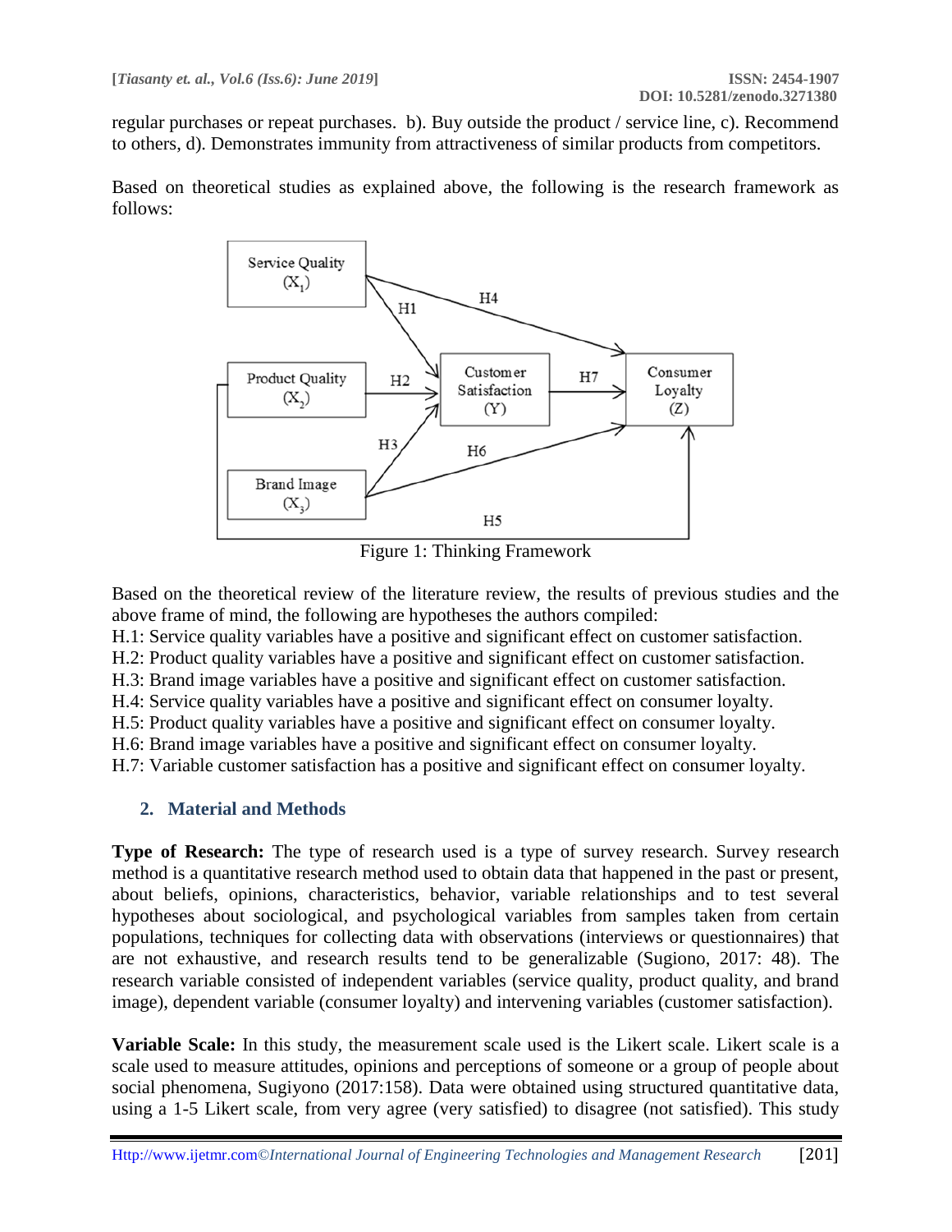regular purchases or repeat purchases. b). Buy outside the product / service line, c). Recommend to others, d). Demonstrates immunity from attractiveness of similar products from competitors.

Based on theoretical studies as explained above, the following is the research framework as follows:

Figure 1: Thinking Framework

Based on the theoretical review of the literature review, the results of previous studies and the above frame of mind, the following are hypotheses the authors compiled:

H.1: Service quality variables have a positive and significant effect on customer satisfaction.
H.2: Product quality variables have a positive and significant effect on customer satisfaction.
H.3: Brand image variables have a positive and significant effect on customer satisfaction.
H.4: Service quality variables have a positive and significant effect on consumer loyalty.
H.5: Product quality variables have a positive and significant effect on consumer loyalty.
H.6: Brand image variables have a positive and significant effect on consumer loyalty.
H.7: Variable customer satisfaction has a positive and significant effect on consumer loyalty.

## 2. Material and Methods

**Type of Research:** The type of research used is a type of survey research. Survey research method is a quantitative research method used to obtain data that happened in the past or present, about beliefs, opinions, characteristics, behavior, variable relationships and to test several hypotheses about sociological, and psychological variables from samples taken from certain populations, techniques for collecting data with observations (interviews or questionnaires) that are not exhaustive, and research results tend to be generalizable (Sugiono, 2017: 48). The research variable consisted of independent variables (service quality, product quality, and brand image), dependent variable (consumer loyalty) and intervening variables (customer satisfaction).

**Variable Scale:** In this study, the measurement scale used is the Likert scale. Likert scale is a scale used to measure attitudes, opinions and perceptions of someone or a group of people about social phenomena, Sugiyono (2017:158). Data were obtained using structured quantitative data, using a 1-5 Likert scale, from very agree (very satisfied) to disagree (not satisfied). This study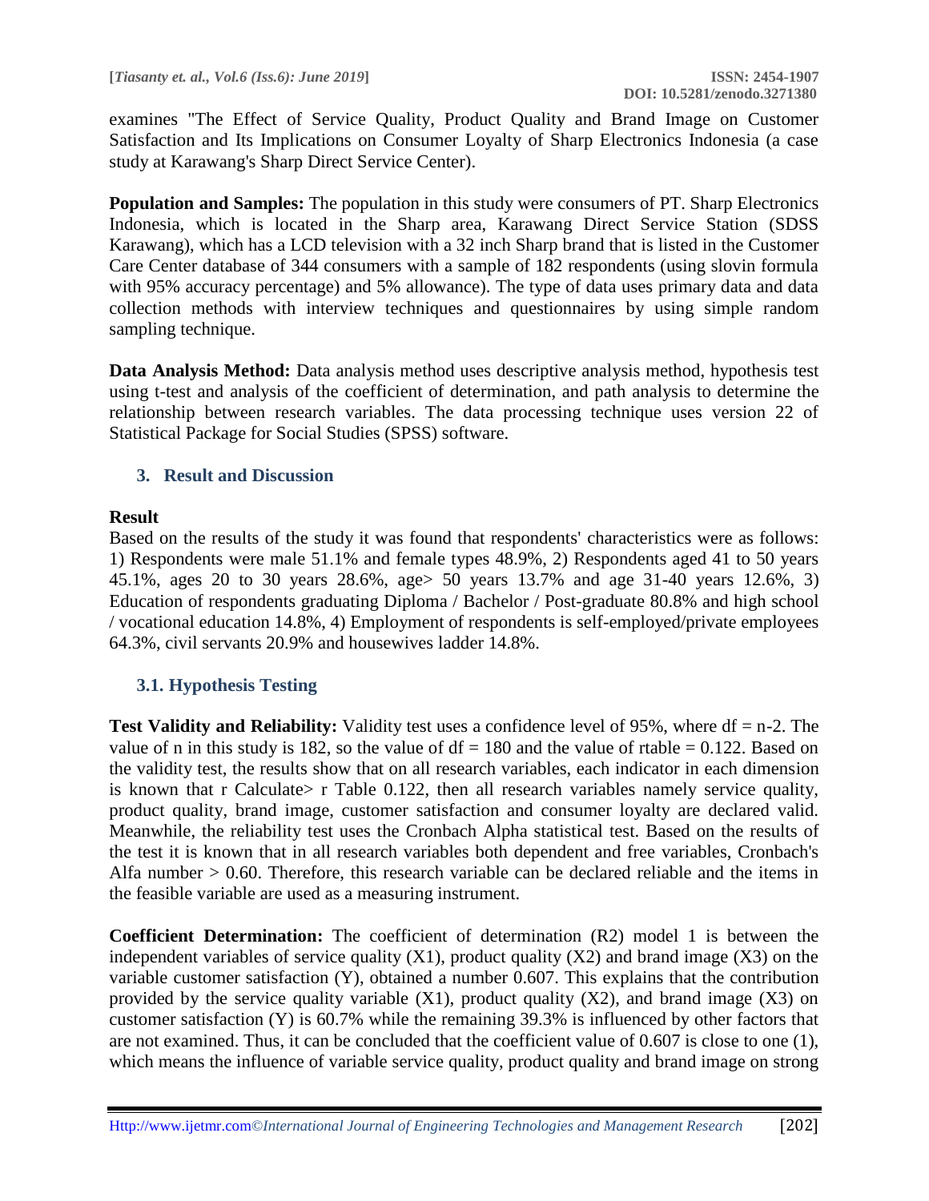examines "The Effect of Service Quality, Product Quality and Brand Image on Customer Satisfaction and Its Implications on Consumer Loyalty of Sharp Electronics Indonesia (a case study at Karawang's Sharp Direct Service Center).

**Population and Samples:** The population in this study were consumers of PT. Sharp Electronics Indonesia, which is located in the Sharp area, Karawang Direct Service Station (SDSS Karawang), which has a LCD television with a 32 inch Sharp brand that is listed in the Customer Care Center database of 344 consumers with a sample of 182 respondents (using slovin formula with 95% accuracy percentage) and 5% allowance). The type of data uses primary data and data collection methods with interview techniques and questionnaires by using simple random sampling technique.

**Data Analysis Method:** Data analysis method uses descriptive analysis method, hypothesis test using t-test and analysis of the coefficient of determination, and path analysis to determine the relationship between research variables. The data processing technique uses version 22 of Statistical Package for Social Studies (SPSS) software.

## 3. Result and Discussion

### Result

Based on the results of the study it was found that respondents' characteristics were as follows: 1) Respondents were male 51.1% and female types 48.9%, 2) Respondents aged 41 to 50 years 45.1%, ages 20 to 30 years 28.6%, age> 50 years 13.7% and age 31-40 years 12.6%, 3) Education of respondents graduating Diploma / Bachelor / Post-graduate 80.8% and high school / vocational education 14.8%, 4) Employment of respondents is self-employed/private employees 64.3%, civil servants 20.9% and housewives ladder 14.8%.

### 3.1. Hypothesis Testing

**Test Validity and Reliability:** Validity test uses a confidence level of 95%, where df = n-2. The value of n in this study is 182, so the value of df = 180 and the value of rtable = 0.122. Based on the validity test, the results show that on all research variables, each indicator in each dimension is known that r Calculate> r Table 0.122, then all research variables namely service quality, product quality, brand image, customer satisfaction and consumer loyalty are declared valid. Meanwhile, the reliability test uses the Cronbach Alpha statistical test. Based on the results of the test it is known that in all research variables both dependent and free variables, Cronbach's Alfa number > 0.60. Therefore, this research variable can be declared reliable and the items in the feasible variable are used as a measuring instrument.

**Coefficient Determination:** The coefficient of determination ($R^2$) model 1 is between the independent variables of service quality ($X_1$), product quality ($X_2$) and brand image ($X_3$) on the variable customer satisfaction (Y), obtained a number 0.607. This explains that the contribution provided by the service quality variable ($X_1$), product quality ($X_2$), and brand image ($X_3$) on customer satisfaction (Y) is 60.7% while the remaining 39.3% is influenced by other factors that are not examined. Thus, it can be concluded that the coefficient value of 0.607 is close to one (1), which means the influence of variable service quality, product quality and brand image on strong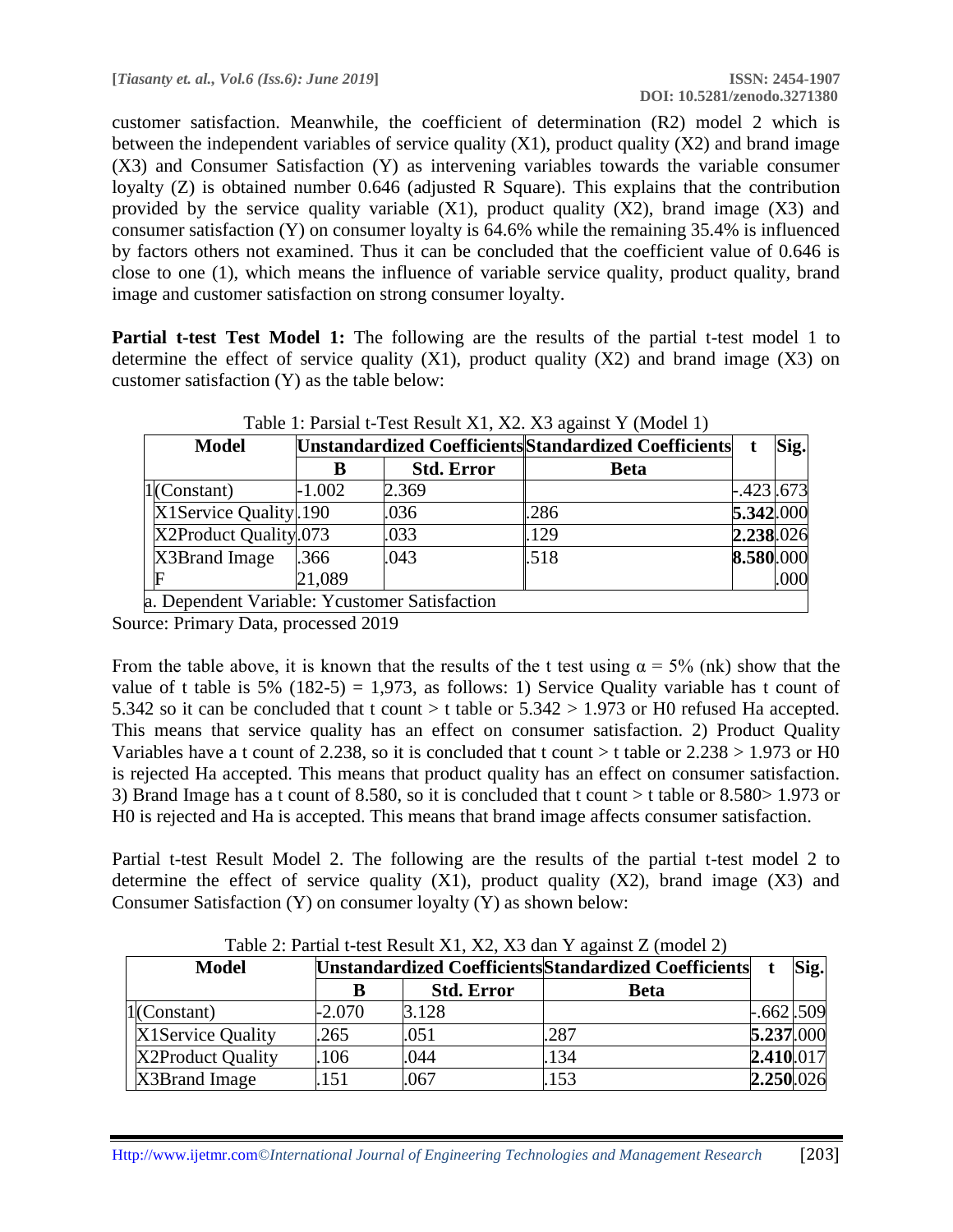customer satisfaction. Meanwhile, the coefficient of determination (R2) model 2 which is between the independent variables of service quality (X1), product quality (X2) and brand image (X3) and Consumer Satisfaction (Y) as intervening variables towards the variable consumer loyalty (Z) is obtained number 0.646 (adjusted R Square). This explains that the contribution provided by the service quality variable (X1), product quality (X2), brand image (X3) and consumer satisfaction (Y) on consumer loyalty is 64.6% while the remaining 35.4% is influenced by factors others not examined. Thus it can be concluded that the coefficient value of 0.646 is close to one (1), which means the influence of variable service quality, product quality, brand image and customer satisfaction on strong consumer loyalty.

**Partial t-test Test Model 1:** The following are the results of the partial t-test model 1 to determine the effect of service quality (X1), product quality (X2) and brand image (X3) on customer satisfaction (Y) as the table below:

Table 1: Parsial t-Test Result X1, X2. X3 against Y (Model 1)

| Model | | Unstandardized Coefficients | | Standardized Coefficients | t | Sig. |
|---|---|---|---|---|---|---|
| | | B | Std. Error | Beta | | |
| 1 | (Constant) | -1.002 | 2.369 | | -.423 | .673 |
| | X1Service Quality | .190 | .036 | .286 | **5.342** | .000 |
| | X2Product Quality | .073 | .033 | .129 | **2.238** | .026 |
| | X3Brand Image | .366 | .043 | .518 | **8.580** | .000 |
| | F | 21,089 | | | | .000 |
| a. Dependent Variable: Ycustomer Satisfaction | | | | | | |

Source: Primary Data, processed 2019

From the table above, it is known that the results of the t test using $\alpha = 5\%$ (nk) show that the value of t table is 5% (182-5) = 1,973, as follows: 1) Service Quality variable has t count of 5.342 so it can be concluded that t count > t table or 5.342 > 1.973 or H0 refused Ha accepted. This means that service quality has an effect on consumer satisfaction. 2) Product Quality Variables have a t count of 2.238, so it is concluded that t count > t table or 2.238 > 1.973 or H0 is rejected Ha accepted. This means that product quality has an effect on consumer satisfaction. 3) Brand Image has a t count of 8.580, so it is concluded that t count > t table or 8.580> 1.973 or H0 is rejected and Ha is accepted. This means that brand image affects consumer satisfaction.

Partial t-test Result Model 2. The following are the results of the partial t-test model 2 to determine the effect of service quality (X1), product quality (X2), brand image (X3) and Consumer Satisfaction (Y) on consumer loyalty (Y) as shown below:

Table 2: Partial t-test Result X1, X2, X3 dan Y against Z (model 2)

| Model | | Unstandardized Coefficients | | Standardized Coefficients | t | Sig. |
|---|---|---|---|---|---|---|
| | | B | Std. Error | Beta | | |
| 1 | (Constant) | -2.070 | 3.128 | | -.662 | .509 |
| | X1Service Quality | .265 | .051 | .287 | **5.237** | .000 |
| | X2Product Quality | .106 | .044 | .134 | **2.410** | .017 |
| | X3Brand Image | .151 | .067 | .153 | **2.250** | .026 |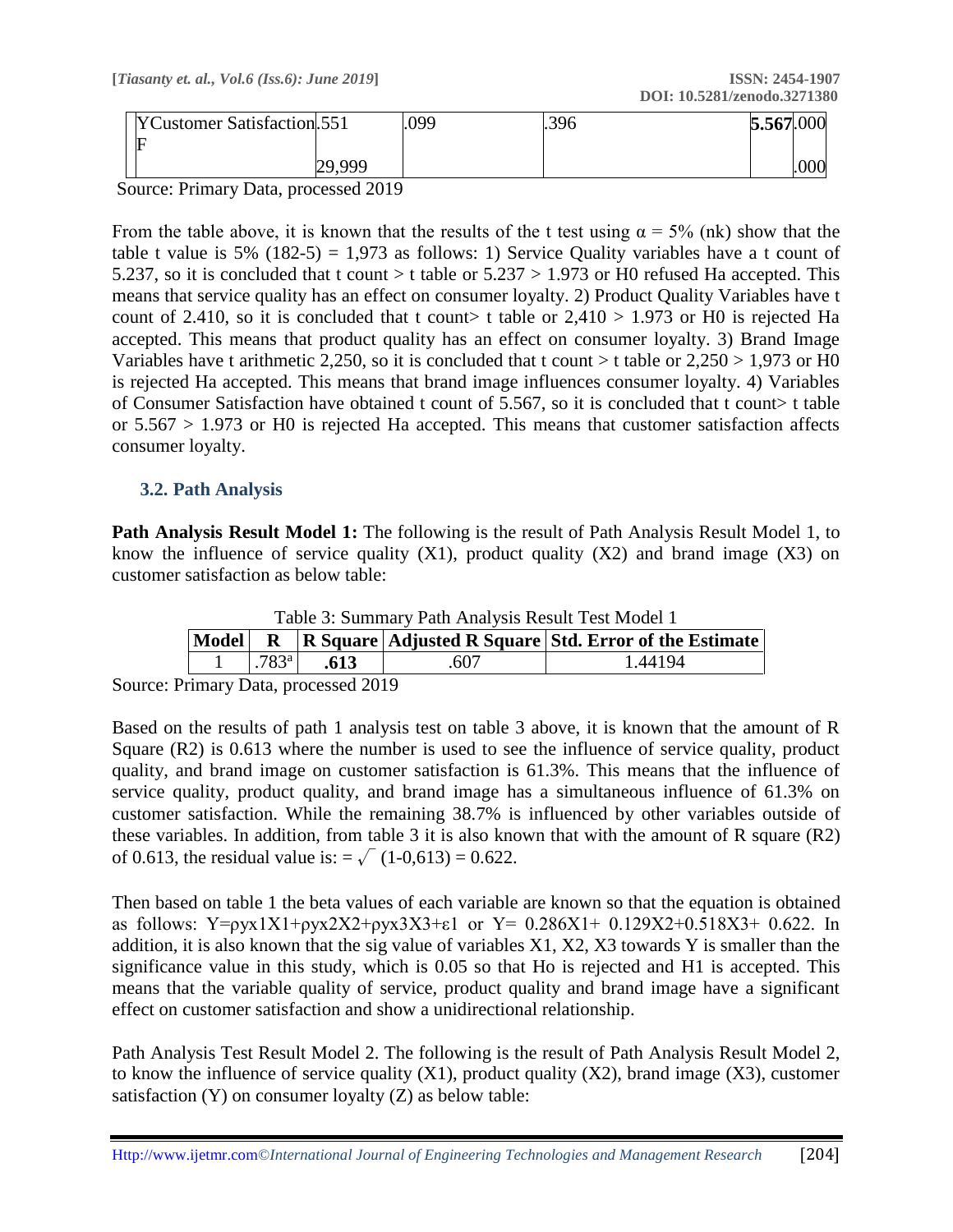| Y Customer Satisfaction | .551 | .099 | .396 | **5.567** | .000 |
|---|---|---|---|---|---|
| F | 29,999 | | | | .000 |

Source: Primary Data, processed 2019

From the table above, it is known that the results of the t test using $\alpha = 5\%$ (nk) show that the table t value is 5% (182-5) = 1,973 as follows: 1) Service Quality variables have a t count of 5.237, so it is concluded that t count > t table or 5.237 > 1.973 or H0 refused Ha accepted. This means that service quality has an effect on consumer loyalty. 2) Product Quality Variables have t count of 2.410, so it is concluded that t count> t table or 2,410 > 1.973 or H0 is rejected Ha accepted. This means that product quality has an effect on consumer loyalty. 3) Brand Image Variables have t arithmetic 2,250, so it is concluded that t count > t table or 2,250 > 1,973 or H0 is rejected Ha accepted. This means that brand image influences consumer loyalty. 4) Variables of Consumer Satisfaction have obtained t count of 5.567, so it is concluded that t count> t table or 5.567 > 1.973 or H0 is rejected Ha accepted. This means that customer satisfaction affects consumer loyalty.

### 3.2. Path Analysis

**Path Analysis Result Model 1:** The following is the result of Path Analysis Result Model 1, to know the influence of service quality (X1), product quality (X2) and brand image (X3) on customer satisfaction as below table:

Table 3: Summary Path Analysis Result Test Model 1

| Model | R | R Square | Adjusted R Square | Std. Error of the Estimate |
|---|---|---|---|---|
| 1 | .783[a] | **.613** | .607 | 1.44194 |

Source: Primary Data, processed 2019

Based on the results of path 1 analysis test on table 3 above, it is known that the amount of R Square (R2) is 0.613 where the number is used to see the influence of service quality, product quality, and brand image on customer satisfaction is 61.3%. This means that the influence of service quality, product quality, and brand image has a simultaneous influence of 61.3% on customer satisfaction. While the remaining 38.7% is influenced by other variables outside of these variables. In addition, from table 3 it is also known that with the amount of R square (R2) of 0.613, the residual value is: $= \sqrt{}\ (1\text{-}0{,}613) = 0.622$.

Then based on table 1 the beta values of each variable are known so that the equation is obtained as follows: $Y=\rho yx1X1+\rho yx2X2+\rho yx3X3+\varepsilon 1$ or $Y= 0.286X1+ 0.129X2+0.518X3+ 0.622$. In addition, it is also known that the sig value of variables X1, X2, X3 towards Y is smaller than the significance value in this study, which is 0.05 so that Ho is rejected and H1 is accepted. This means that the variable quality of service, product quality and brand image have a significant effect on customer satisfaction and show a unidirectional relationship.

Path Analysis Test Result Model 2. The following is the result of Path Analysis Result Model 2, to know the influence of service quality (X1), product quality (X2), brand image (X3), customer satisfaction (Y) on consumer loyalty (Z) as below table: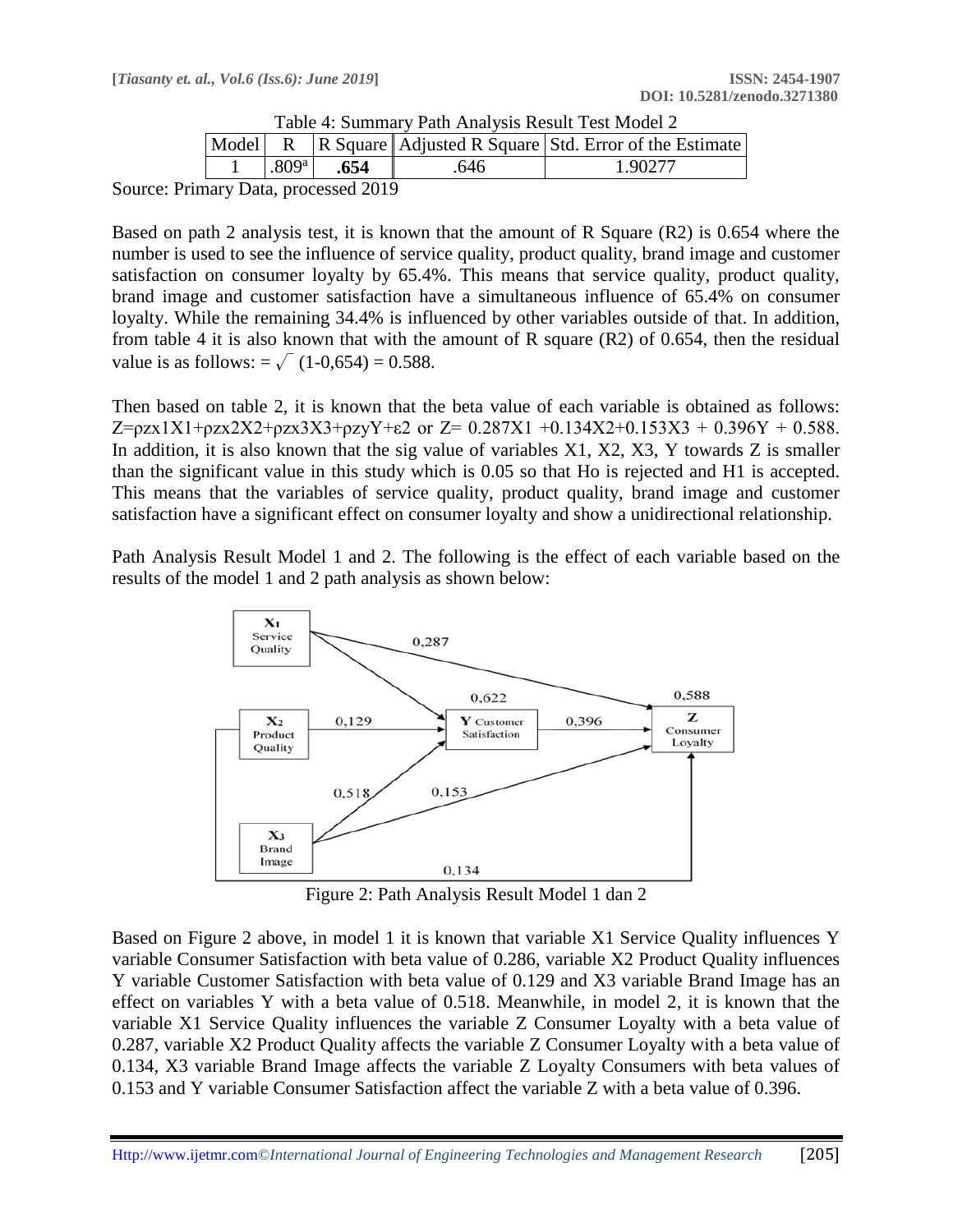Table 4: Summary Path Analysis Result Test Model 2

| Model | R | R Square | Adjusted R Square | Std. Error of the Estimate |
|---|---|---|---|---|
| 1 | .809[a] | **.654** | .646 | 1.90277 |

Source: Primary Data, processed 2019

Based on path 2 analysis test, it is known that the amount of R Square (R2) is 0.654 where the number is used to see the influence of service quality, product quality, brand image and customer satisfaction on consumer loyalty by 65.4%. This means that service quality, product quality, brand image and customer satisfaction have a simultaneous influence of 65.4% on consumer loyalty. While the remaining 34.4% is influenced by other variables outside of that. In addition, from table 4 it is also known that with the amount of R square (R2) of 0.654, then the residual value is as follows: $= \sqrt{(1\text{-}0{,}654)} = 0.588$.

Then based on table 2, it is known that the beta value of each variable is obtained as follows: $Z=\rho zx1X1+\rho zx2X2+\rho zx3X3+\rho zyY+\varepsilon 2$ or $Z= 0.287X1 +0.134X2+0.153X3 + 0.396Y + 0.588$. In addition, it is also known that the sig value of variables X1, X2, X3, Y towards Z is smaller than the significant value in this study which is 0.05 so that Ho is rejected and H1 is accepted. This means that the variables of service quality, product quality, brand image and customer satisfaction have a significant effect on consumer loyalty and show a unidirectional relationship.

Path Analysis Result Model 1 and 2. The following is the effect of each variable based on the results of the model 1 and 2 path analysis as shown below:

Figure 2: Path Analysis Result Model 1 dan 2

Based on Figure 2 above, in model 1 it is known that variable X1 Service Quality influences Y variable Consumer Satisfaction with beta value of 0.286, variable X2 Product Quality influences Y variable Customer Satisfaction with beta value of 0.129 and X3 variable Brand Image has an effect on variables Y with a beta value of 0.518. Meanwhile, in model 2, it is known that the variable X1 Service Quality influences the variable Z Consumer Loyalty with a beta value of 0.287, variable X2 Product Quality affects the variable Z Consumer Loyalty with a beta value of 0.134, X3 variable Brand Image affects the variable Z Loyalty Consumers with beta values of 0.153 and Y variable Consumer Satisfaction affect the variable Z with a beta value of 0.396.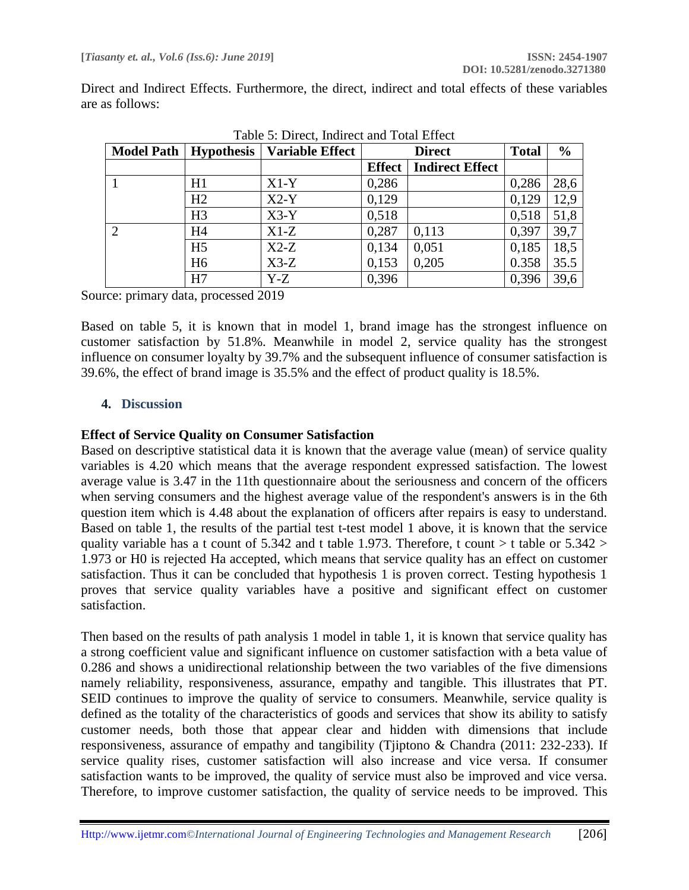Direct and Indirect Effects. Furthermore, the direct, indirect and total effects of these variables are as follows:

Table 5: Direct, Indirect and Total Effect

| Model Path | Hypothesis | Variable Effect | Direct | | Total | % |
|---|---|---|---|---|---|---|
| | | | Effect | Indirect Effect | | |
| 1 | H1 | X1-Y | 0,286 | | 0,286 | 28,6 |
| | H2 | X2-Y | 0,129 | | 0,129 | 12,9 |
| | H3 | X3-Y | 0,518 | | 0,518 | 51,8 |
| 2 | H4 | X1-Z | 0,287 | 0,113 | 0,397 | 39,7 |
| | H5 | X2-Z | 0,134 | 0,051 | 0,185 | 18,5 |
| | H6 | X3-Z | 0,153 | 0,205 | 0.358 | 35.5 |
| | H7 | Y-Z | 0,396 | | 0,396 | 39,6 |

Source: primary data, processed 2019

Based on table 5, it is known that in model 1, brand image has the strongest influence on customer satisfaction by 51.8%. Meanwhile in model 2, service quality has the strongest influence on consumer loyalty by 39.7% and the subsequent influence of consumer satisfaction is 39.6%, the effect of brand image is 35.5% and the effect of product quality is 18.5%.

## 4. Discussion

### Effect of Service Quality on Consumer Satisfaction

Based on descriptive statistical data it is known that the average value (mean) of service quality variables is 4.20 which means that the average respondent expressed satisfaction. The lowest average value is 3.47 in the 11th questionnaire about the seriousness and concern of the officers when serving consumers and the highest average value of the respondent's answers is in the 6th question item which is 4.48 about the explanation of officers after repairs is easy to understand. Based on table 1, the results of the partial test t-test model 1 above, it is known that the service quality variable has a t count of 5.342 and t table 1.973. Therefore, t count > t table or 5.342 > 1.973 or H0 is rejected Ha accepted, which means that service quality has an effect on customer satisfaction. Thus it can be concluded that hypothesis 1 is proven correct. Testing hypothesis 1 proves that service quality variables have a positive and significant effect on customer satisfaction.

Then based on the results of path analysis 1 model in table 1, it is known that service quality has a strong coefficient value and significant influence on customer satisfaction with a beta value of 0.286 and shows a unidirectional relationship between the two variables of the five dimensions namely reliability, responsiveness, assurance, empathy and tangible. This illustrates that PT. SEID continues to improve the quality of service to consumers. Meanwhile, service quality is defined as the totality of the characteristics of goods and services that show its ability to satisfy customer needs, both those that appear clear and hidden with dimensions that include responsiveness, assurance of empathy and tangibility (Tjiptono & Chandra (2011: 232-233). If service quality rises, customer satisfaction will also increase and vice versa. If consumer satisfaction wants to be improved, the quality of service must also be improved and vice versa. Therefore, to improve customer satisfaction, the quality of service needs to be improved. This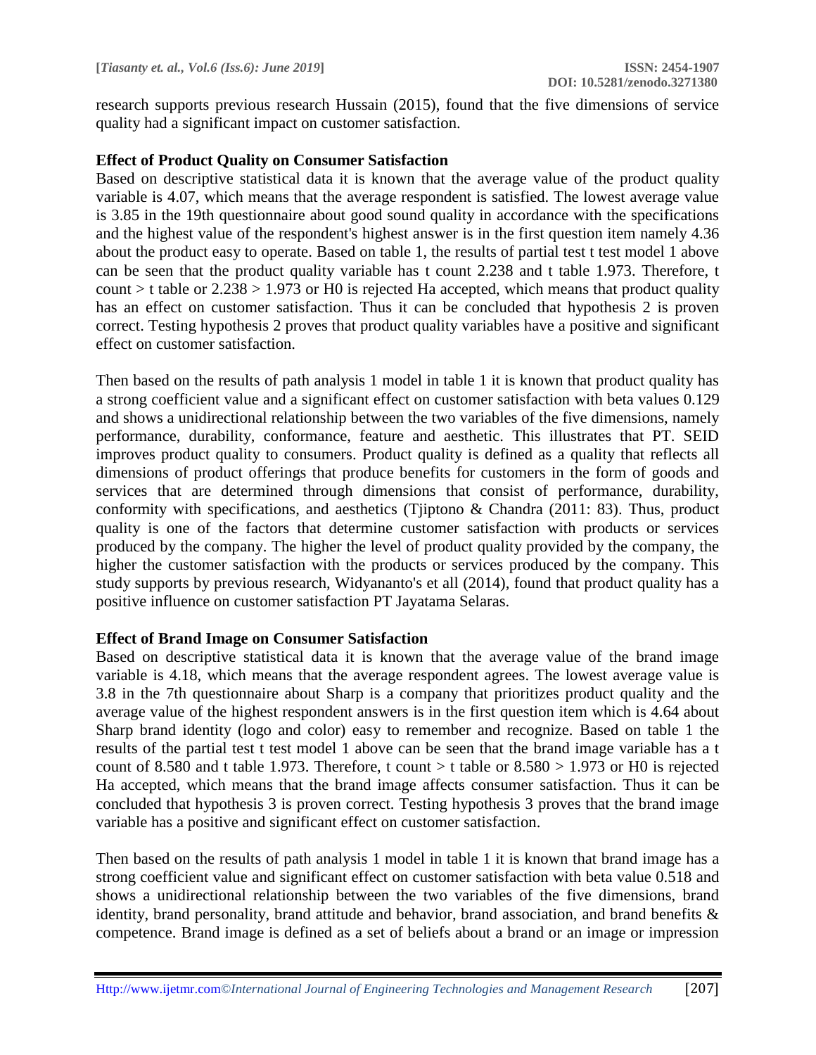research supports previous research Hussain (2015), found that the five dimensions of service quality had a significant impact on customer satisfaction.

**Effect of Product Quality on Consumer Satisfaction**

Based on descriptive statistical data it is known that the average value of the product quality variable is 4.07, which means that the average respondent is satisfied. The lowest average value is 3.85 in the 19th questionnaire about good sound quality in accordance with the specifications and the highest value of the respondent's highest answer is in the first question item namely 4.36 about the product easy to operate. Based on table 1, the results of partial test t test model 1 above can be seen that the product quality variable has t count 2.238 and t table 1.973. Therefore, t count > t table or 2.238 > 1.973 or H0 is rejected Ha accepted, which means that product quality has an effect on customer satisfaction. Thus it can be concluded that hypothesis 2 is proven correct. Testing hypothesis 2 proves that product quality variables have a positive and significant effect on customer satisfaction.

Then based on the results of path analysis 1 model in table 1 it is known that product quality has a strong coefficient value and a significant effect on customer satisfaction with beta values 0.129 and shows a unidirectional relationship between the two variables of the five dimensions, namely performance, durability, conformance, feature and aesthetic. This illustrates that PT. SEID improves product quality to consumers. Product quality is defined as a quality that reflects all dimensions of product offerings that produce benefits for customers in the form of goods and services that are determined through dimensions that consist of performance, durability, conformity with specifications, and aesthetics (Tjiptono & Chandra (2011: 83). Thus, product quality is one of the factors that determine customer satisfaction with products or services produced by the company. The higher the level of product quality provided by the company, the higher the customer satisfaction with the products or services produced by the company. This study supports by previous research, Widyananto's et all (2014), found that product quality has a positive influence on customer satisfaction PT Jayatama Selaras.

**Effect of Brand Image on Consumer Satisfaction**

Based on descriptive statistical data it is known that the average value of the brand image variable is 4.18, which means that the average respondent agrees. The lowest average value is 3.8 in the 7th questionnaire about Sharp is a company that prioritizes product quality and the average value of the highest respondent answers is in the first question item which is 4.64 about Sharp brand identity (logo and color) easy to remember and recognize. Based on table 1 the results of the partial test t test model 1 above can be seen that the brand image variable has a t count of 8.580 and t table 1.973. Therefore, t count > t table or 8.580 > 1.973 or H0 is rejected Ha accepted, which means that the brand image affects consumer satisfaction. Thus it can be concluded that hypothesis 3 is proven correct. Testing hypothesis 3 proves that the brand image variable has a positive and significant effect on customer satisfaction.

Then based on the results of path analysis 1 model in table 1 it is known that brand image has a strong coefficient value and significant effect on customer satisfaction with beta value 0.518 and shows a unidirectional relationship between the two variables of the five dimensions, brand identity, brand personality, brand attitude and behavior, brand association, and brand benefits & competence. Brand image is defined as a set of beliefs about a brand or an image or impression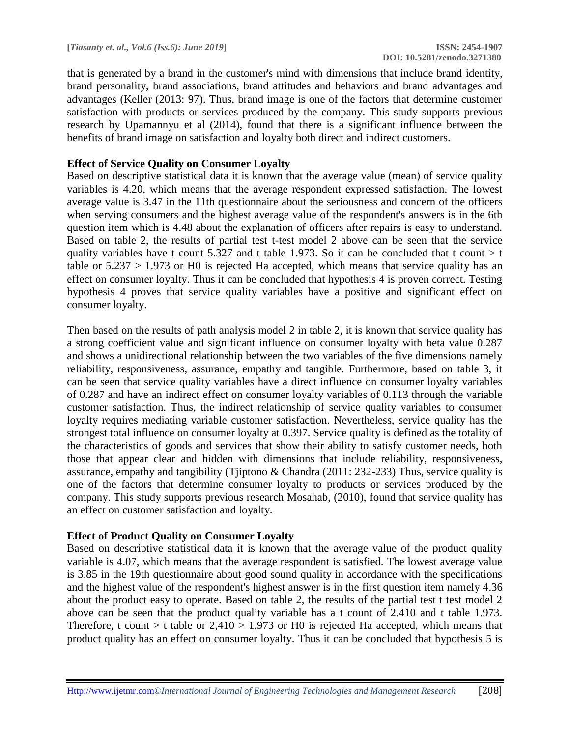that is generated by a brand in the customer's mind with dimensions that include brand identity, brand personality, brand associations, brand attitudes and behaviors and brand advantages and advantages (Keller (2013: 97). Thus, brand image is one of the factors that determine customer satisfaction with products or services produced by the company. This study supports previous research by Upamannyu et al (2014), found that there is a significant influence between the benefits of brand image on satisfaction and loyalty both direct and indirect customers.

**Effect of Service Quality on Consumer Loyalty**

Based on descriptive statistical data it is known that the average value (mean) of service quality variables is 4.20, which means that the average respondent expressed satisfaction. The lowest average value is 3.47 in the 11th questionnaire about the seriousness and concern of the officers when serving consumers and the highest average value of the respondent's answers is in the 6th question item which is 4.48 about the explanation of officers after repairs is easy to understand. Based on table 2, the results of partial test t-test model 2 above can be seen that the service quality variables have t count 5.327 and t table 1.973. So it can be concluded that t count > t table or 5.237 > 1.973 or H0 is rejected Ha accepted, which means that service quality has an effect on consumer loyalty. Thus it can be concluded that hypothesis 4 is proven correct. Testing hypothesis 4 proves that service quality variables have a positive and significant effect on consumer loyalty.

Then based on the results of path analysis model 2 in table 2, it is known that service quality has a strong coefficient value and significant influence on consumer loyalty with beta value 0.287 and shows a unidirectional relationship between the two variables of the five dimensions namely reliability, responsiveness, assurance, empathy and tangible. Furthermore, based on table 3, it can be seen that service quality variables have a direct influence on consumer loyalty variables of 0.287 and have an indirect effect on consumer loyalty variables of 0.113 through the variable customer satisfaction. Thus, the indirect relationship of service quality variables to consumer loyalty requires mediating variable customer satisfaction. Nevertheless, service quality has the strongest total influence on consumer loyalty at 0.397. Service quality is defined as the totality of the characteristics of goods and services that show their ability to satisfy customer needs, both those that appear clear and hidden with dimensions that include reliability, responsiveness, assurance, empathy and tangibility (Tjiptono & Chandra (2011: 232-233) Thus, service quality is one of the factors that determine consumer loyalty to products or services produced by the company. This study supports previous research Mosahab, (2010), found that service quality has an effect on customer satisfaction and loyalty.

**Effect of Product Quality on Consumer Loyalty**

Based on descriptive statistical data it is known that the average value of the product quality variable is 4.07, which means that the average respondent is satisfied. The lowest average value is 3.85 in the 19th questionnaire about good sound quality in accordance with the specifications and the highest value of the respondent's highest answer is in the first question item namely 4.36 about the product easy to operate. Based on table 2, the results of the partial test t test model 2 above can be seen that the product quality variable has a t count of 2.410 and t table 1.973. Therefore, t count > t table or 2,410 > 1,973 or H0 is rejected Ha accepted, which means that product quality has an effect on consumer loyalty. Thus it can be concluded that hypothesis 5 is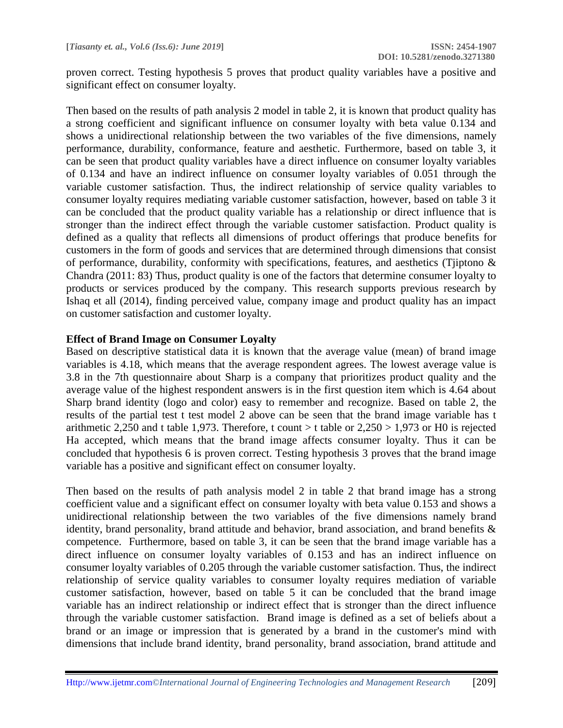proven correct. Testing hypothesis 5 proves that product quality variables have a positive and significant effect on consumer loyalty.

Then based on the results of path analysis 2 model in table 2, it is known that product quality has a strong coefficient and significant influence on consumer loyalty with beta value 0.134 and shows a unidirectional relationship between the two variables of the five dimensions, namely performance, durability, conformance, feature and aesthetic. Furthermore, based on table 3, it can be seen that product quality variables have a direct influence on consumer loyalty variables of 0.134 and have an indirect influence on consumer loyalty variables of 0.051 through the variable customer satisfaction. Thus, the indirect relationship of service quality variables to consumer loyalty requires mediating variable customer satisfaction, however, based on table 3 it can be concluded that the product quality variable has a relationship or direct influence that is stronger than the indirect effect through the variable customer satisfaction. Product quality is defined as a quality that reflects all dimensions of product offerings that produce benefits for customers in the form of goods and services that are determined through dimensions that consist of performance, durability, conformity with specifications, features, and aesthetics (Tjiptono & Chandra (2011: 83) Thus, product quality is one of the factors that determine consumer loyalty to products or services produced by the company. This research supports previous research by Ishaq et all (2014), finding perceived value, company image and product quality has an impact on customer satisfaction and customer loyalty.

**Effect of Brand Image on Consumer Loyalty**

Based on descriptive statistical data it is known that the average value (mean) of brand image variables is 4.18, which means that the average respondent agrees. The lowest average value is 3.8 in the 7th questionnaire about Sharp is a company that prioritizes product quality and the average value of the highest respondent answers is in the first question item which is 4.64 about Sharp brand identity (logo and color) easy to remember and recognize. Based on table 2, the results of the partial test t test model 2 above can be seen that the brand image variable has t arithmetic 2,250 and t table 1,973. Therefore, t count > t table or 2,250 > 1,973 or H0 is rejected Ha accepted, which means that the brand image affects consumer loyalty. Thus it can be concluded that hypothesis 6 is proven correct. Testing hypothesis 3 proves that the brand image variable has a positive and significant effect on consumer loyalty.

Then based on the results of path analysis model 2 in table 2 that brand image has a strong coefficient value and a significant effect on consumer loyalty with beta value 0.153 and shows a unidirectional relationship between the two variables of the five dimensions namely brand identity, brand personality, brand attitude and behavior, brand association, and brand benefits & competence. Furthermore, based on table 3, it can be seen that the brand image variable has a direct influence on consumer loyalty variables of 0.153 and has an indirect influence on consumer loyalty variables of 0.205 through the variable customer satisfaction. Thus, the indirect relationship of service quality variables to consumer loyalty requires mediation of variable customer satisfaction, however, based on table 5 it can be concluded that the brand image variable has an indirect relationship or indirect effect that is stronger than the direct influence through the variable customer satisfaction. Brand image is defined as a set of beliefs about a brand or an image or impression that is generated by a brand in the customer's mind with dimensions that include brand identity, brand personality, brand association, brand attitude and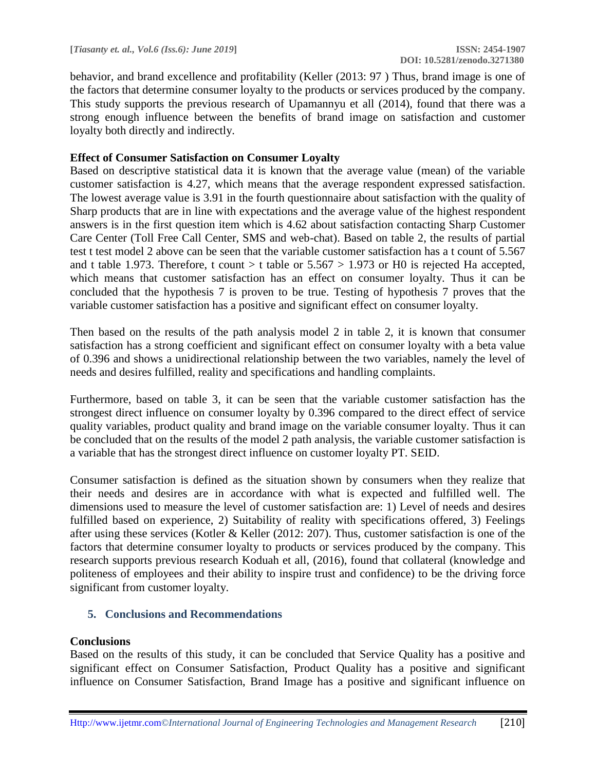behavior, and brand excellence and profitability (Keller (2013: 97 ) Thus, brand image is one of the factors that determine consumer loyalty to the products or services produced by the company. This study supports the previous research of Upamannyu et all (2014), found that there was a strong enough influence between the benefits of brand image on satisfaction and customer loyalty both directly and indirectly.

**Effect of Consumer Satisfaction on Consumer Loyalty**

Based on descriptive statistical data it is known that the average value (mean) of the variable customer satisfaction is 4.27, which means that the average respondent expressed satisfaction. The lowest average value is 3.91 in the fourth questionnaire about satisfaction with the quality of Sharp products that are in line with expectations and the average value of the highest respondent answers is in the first question item which is 4.62 about satisfaction contacting Sharp Customer Care Center (Toll Free Call Center, SMS and web-chat). Based on table 2, the results of partial test t test model 2 above can be seen that the variable customer satisfaction has a t count of 5.567 and t table 1.973. Therefore, t count > t table or 5.567 > 1.973 or H0 is rejected Ha accepted, which means that customer satisfaction has an effect on consumer loyalty. Thus it can be concluded that the hypothesis 7 is proven to be true. Testing of hypothesis 7 proves that the variable customer satisfaction has a positive and significant effect on consumer loyalty.

Then based on the results of the path analysis model 2 in table 2, it is known that consumer satisfaction has a strong coefficient and significant effect on consumer loyalty with a beta value of 0.396 and shows a unidirectional relationship between the two variables, namely the level of needs and desires fulfilled, reality and specifications and handling complaints.

Furthermore, based on table 3, it can be seen that the variable customer satisfaction has the strongest direct influence on consumer loyalty by 0.396 compared to the direct effect of service quality variables, product quality and brand image on the variable consumer loyalty. Thus it can be concluded that on the results of the model 2 path analysis, the variable customer satisfaction is a variable that has the strongest direct influence on customer loyalty PT. SEID.

Consumer satisfaction is defined as the situation shown by consumers when they realize that their needs and desires are in accordance with what is expected and fulfilled well. The dimensions used to measure the level of customer satisfaction are: 1) Level of needs and desires fulfilled based on experience, 2) Suitability of reality with specifications offered, 3) Feelings after using these services (Kotler & Keller (2012: 207). Thus, customer satisfaction is one of the factors that determine consumer loyalty to products or services produced by the company. This research supports previous research Koduah et all, (2016), found that collateral (knowledge and politeness of employees and their ability to inspire trust and confidence) to be the driving force significant from customer loyalty.

## 5. Conclusions and Recommendations

**Conclusions**

Based on the results of this study, it can be concluded that Service Quality has a positive and significant effect on Consumer Satisfaction, Product Quality has a positive and significant influence on Consumer Satisfaction, Brand Image has a positive and significant influence on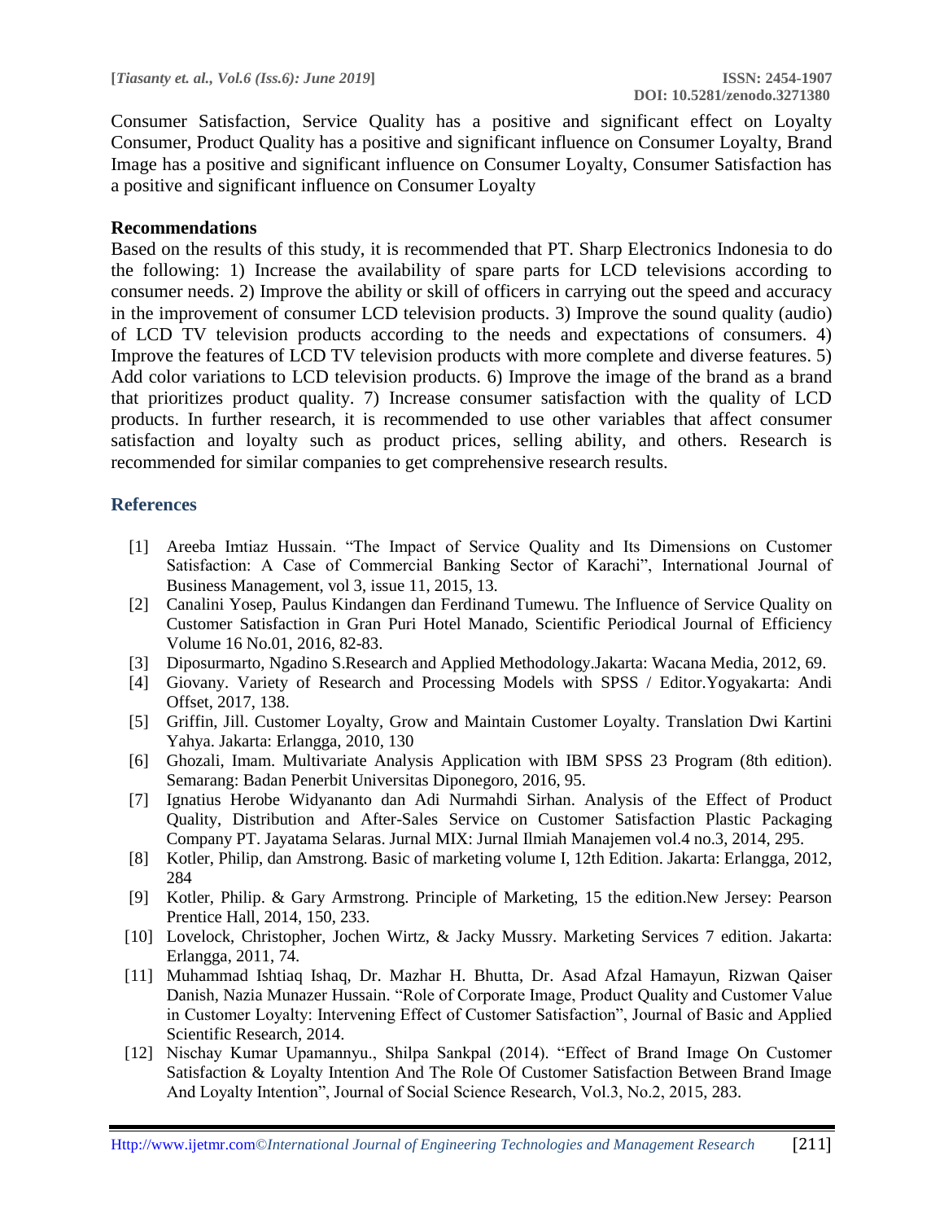Consumer Satisfaction, Service Quality has a positive and significant effect on Loyalty Consumer, Product Quality has a positive and significant influence on Consumer Loyalty, Brand Image has a positive and significant influence on Consumer Loyalty, Consumer Satisfaction has a positive and significant influence on Consumer Loyalty

### Recommendations

Based on the results of this study, it is recommended that PT. Sharp Electronics Indonesia to do the following: 1) Increase the availability of spare parts for LCD televisions according to consumer needs. 2) Improve the ability or skill of officers in carrying out the speed and accuracy in the improvement of consumer LCD television products. 3) Improve the sound quality (audio) of LCD TV television products according to the needs and expectations of consumers. 4) Improve the features of LCD TV television products with more complete and diverse features. 5) Add color variations to LCD television products. 6) Improve the image of the brand as a brand that prioritizes product quality. 7) Increase consumer satisfaction with the quality of LCD products. In further research, it is recommended to use other variables that affect consumer satisfaction and loyalty such as product prices, selling ability, and others. Research is recommended for similar companies to get comprehensive research results.

## References

[1] Areeba Imtiaz Hussain. "The Impact of Service Quality and Its Dimensions on Customer Satisfaction: A Case of Commercial Banking Sector of Karachi", International Journal of Business Management, vol 3, issue 11, 2015, 13.

[2] Canalini Yosep, Paulus Kindangen dan Ferdinand Tumewu. The Influence of Service Quality on Customer Satisfaction in Gran Puri Hotel Manado, Scientific Periodical Journal of Efficiency Volume 16 No.01, 2016, 82-83.

[3] Diposurmarto, Ngadino S.Research and Applied Methodology.Jakarta: Wacana Media, 2012, 69.

[4] Giovany. Variety of Research and Processing Models with SPSS / Editor.Yogyakarta: Andi Offset, 2017, 138.

[5] Griffin, Jill. Customer Loyalty, Grow and Maintain Customer Loyalty. Translation Dwi Kartini Yahya. Jakarta: Erlangga, 2010, 130

[6] Ghozali, Imam. Multivariate Analysis Application with IBM SPSS 23 Program (8th edition). Semarang: Badan Penerbit Universitas Diponegoro, 2016, 95.

[7] Ignatius Herobe Widyananto dan Adi Nurmahdi Sirhan. Analysis of the Effect of Product Quality, Distribution and After-Sales Service on Customer Satisfaction Plastic Packaging Company PT. Jayatama Selaras. Jurnal MIX: Jurnal Ilmiah Manajemen vol.4 no.3, 2014, 295.

[8] Kotler, Philip, dan Amstrong. Basic of marketing volume I, 12th Edition. Jakarta: Erlangga, 2012, 284

[9] Kotler, Philip. & Gary Armstrong. Principle of Marketing, 15 the edition.New Jersey: Pearson Prentice Hall, 2014, 150, 233.

[10] Lovelock, Christopher, Jochen Wirtz, & Jacky Mussry. Marketing Services 7 edition. Jakarta: Erlangga, 2011, 74.

[11] Muhammad Ishtiaq Ishaq, Dr. Mazhar H. Bhutta, Dr. Asad Afzal Hamayun, Rizwan Qaiser Danish, Nazia Munazer Hussain. "Role of Corporate Image, Product Quality and Customer Value in Customer Loyalty: Intervening Effect of Customer Satisfaction", Journal of Basic and Applied Scientific Research, 2014.

[12] Nischay Kumar Upamannyu., Shilpa Sankpal (2014). "Effect of Brand Image On Customer Satisfaction & Loyalty Intention And The Role Of Customer Satisfaction Between Brand Image And Loyalty Intention", Journal of Social Science Research, Vol.3, No.2, 2015, 283.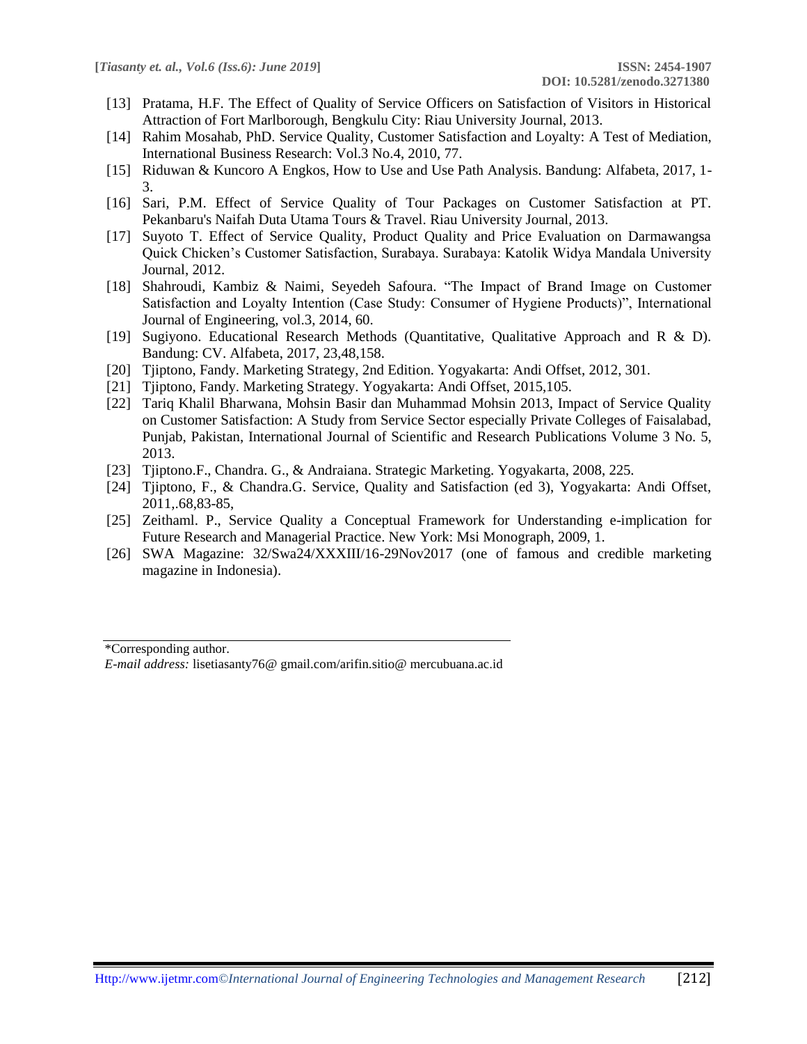[13] Pratama, H.F. The Effect of Quality of Service Officers on Satisfaction of Visitors in Historical Attraction of Fort Marlborough, Bengkulu City: Riau University Journal, 2013.

[14] Rahim Mosahab, PhD. Service Quality, Customer Satisfaction and Loyalty: A Test of Mediation, International Business Research: Vol.3 No.4, 2010, 77.

[15] Riduwan & Kuncoro A Engkos, How to Use and Use Path Analysis. Bandung: Alfabeta, 2017, 1-3.

[16] Sari, P.M. Effect of Service Quality of Tour Packages on Customer Satisfaction at PT. Pekanbaru's Naifah Duta Utama Tours & Travel. Riau University Journal, 2013.

[17] Suyoto T. Effect of Service Quality, Product Quality and Price Evaluation on Darmawangsa Quick Chicken's Customer Satisfaction, Surabaya. Surabaya: Katolik Widya Mandala University Journal, 2012.

[18] Shahroudi, Kambiz & Naimi, Seyedeh Safoura. "The Impact of Brand Image on Customer Satisfaction and Loyalty Intention (Case Study: Consumer of Hygiene Products)", International Journal of Engineering, vol.3, 2014, 60.

[19] Sugiyono. Educational Research Methods (Quantitative, Qualitative Approach and R & D). Bandung: CV. Alfabeta, 2017, 23,48,158.

[20] Tjiptono, Fandy. Marketing Strategy, 2nd Edition. Yogyakarta: Andi Offset, 2012, 301.

[21] Tjiptono, Fandy. Marketing Strategy. Yogyakarta: Andi Offset, 2015,105.

[22] Tariq Khalil Bharwana, Mohsin Basir dan Muhammad Mohsin 2013, Impact of Service Quality on Customer Satisfaction: A Study from Service Sector especially Private Colleges of Faisalabad, Punjab, Pakistan, International Journal of Scientific and Research Publications Volume 3 No. 5, 2013.

[23] Tjiptono.F., Chandra. G., & Andraiana. Strategic Marketing. Yogyakarta, 2008, 225.

[24] Tjiptono, F., & Chandra.G. Service, Quality and Satisfaction (ed 3), Yogyakarta: Andi Offset, 2011,.68,83-85,

[25] Zeithaml. P., Service Quality a Conceptual Framework for Understanding e-implication for Future Research and Managerial Practice. New York: Msi Monograph, 2009, 1.

[26] SWA Magazine: 32/Swa24/XXXIII/16-29Nov2017 (one of famous and credible marketing magazine in Indonesia).

---

*Corresponding author.

*E-mail address:* lisetiasanty76@ gmail.com/arifin.sitio@ mercubuana.ac.id